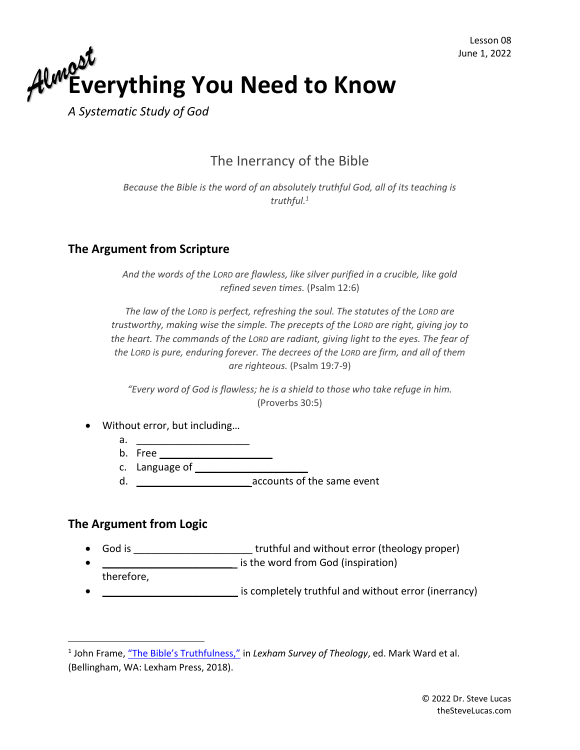Lesson 08
June 1, 2022

# *Almost* Everything You Need to Know

*A Systematic Study of God*

## The Inerrancy of the Bible

*Because the Bible is the word of an absolutely truthful God, all of its teaching is truthful.*[1]

### The Argument from Scripture

*And the words of the LORD are flawless, like silver purified in a crucible, like gold refined seven times.* (Psalm 12:6)

*The law of the LORD is perfect, refreshing the soul. The statutes of the LORD are trustworthy, making wise the simple. The precepts of the LORD are right, giving joy to the heart. The commands of the LORD are radiant, giving light to the eyes. The fear of the LORD is pure, enduring forever. The decrees of the LORD are firm, and all of them are righteous.* (Psalm 19:7-9)

*"Every word of God is flawless; he is a shield to those who take refuge in him.* (Proverbs 30:5)

- Without error, but including…
  a. ____________________
  b. Free ____________________
  c. Language of ____________________
  d. ____________________ accounts of the same event

### The Argument from Logic

- God is ____________________ truthful and without error (theology proper)
- ______________________ is the word from God (inspiration)

  therefore,
- ______________________ is completely truthful and without error (inerrancy)

---

[1] John Frame, "The Bible's Truthfulness," in *Lexham Survey of Theology*, ed. Mark Ward et al. (Bellingham, WA: Lexham Press, 2018).

© 2022 Dr. Steve Lucas
theSteveLucas.com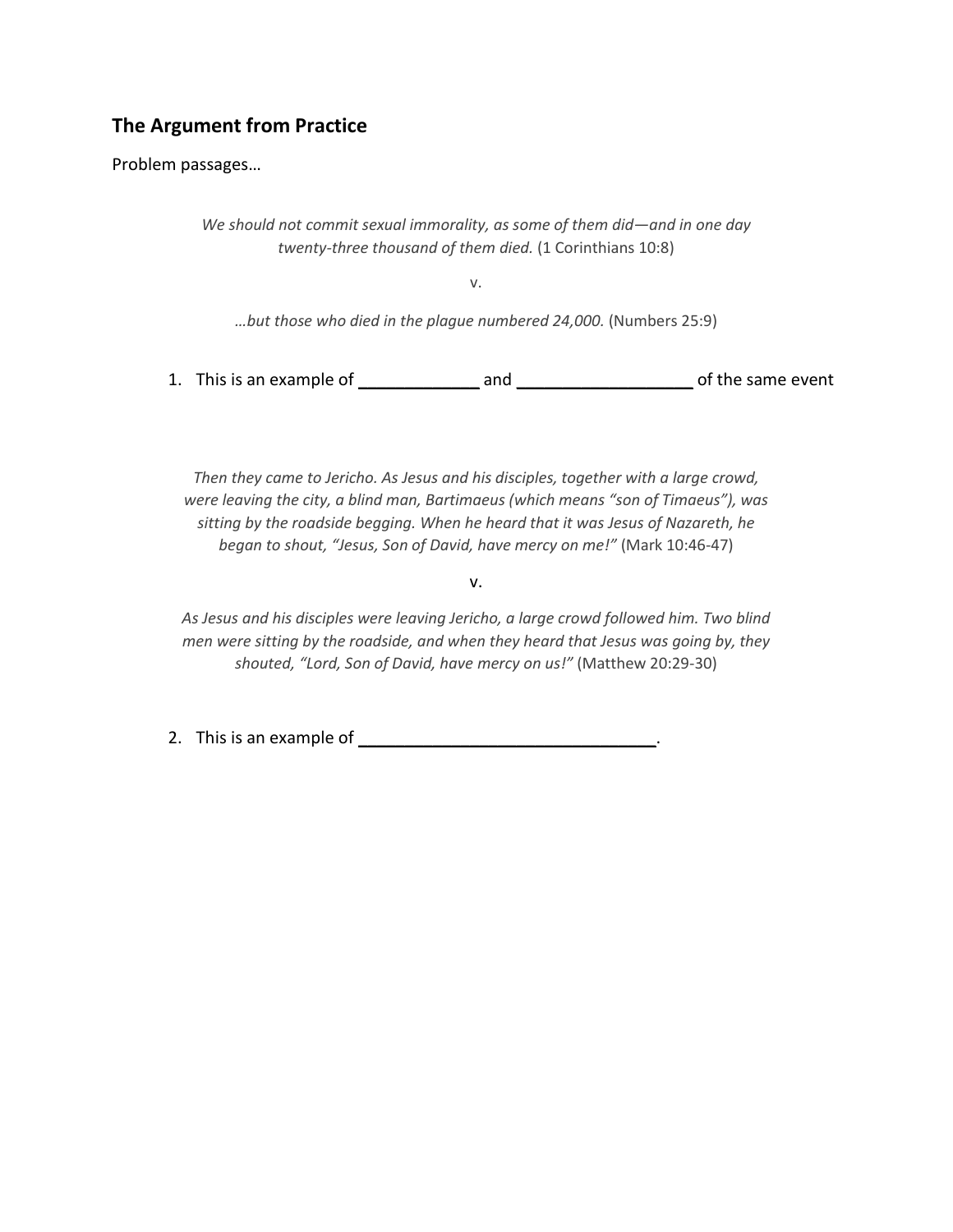## The Argument from Practice

Problem passages…

*We should not commit sexual immorality, as some of them did—and in one day twenty-three thousand of them died.* (1 Corinthians 10:8)

v.

*…but those who died in the plague numbered 24,000.* (Numbers 25:9)

1. This is an example of ____________ and ________________ of the same event

*Then they came to Jericho. As Jesus and his disciples, together with a large crowd, were leaving the city, a blind man, Bartimaeus (which means "son of Timaeus"), was sitting by the roadside begging. When he heard that it was Jesus of Nazareth, he began to shout, "Jesus, Son of David, have mercy on me!"* (Mark 10:46-47)

v.

*As Jesus and his disciples were leaving Jericho, a large crowd followed him. Two blind men were sitting by the roadside, and when they heard that Jesus was going by, they shouted, "Lord, Son of David, have mercy on us!"* (Matthew 20:29-30)

2. This is an example of ____________________________.